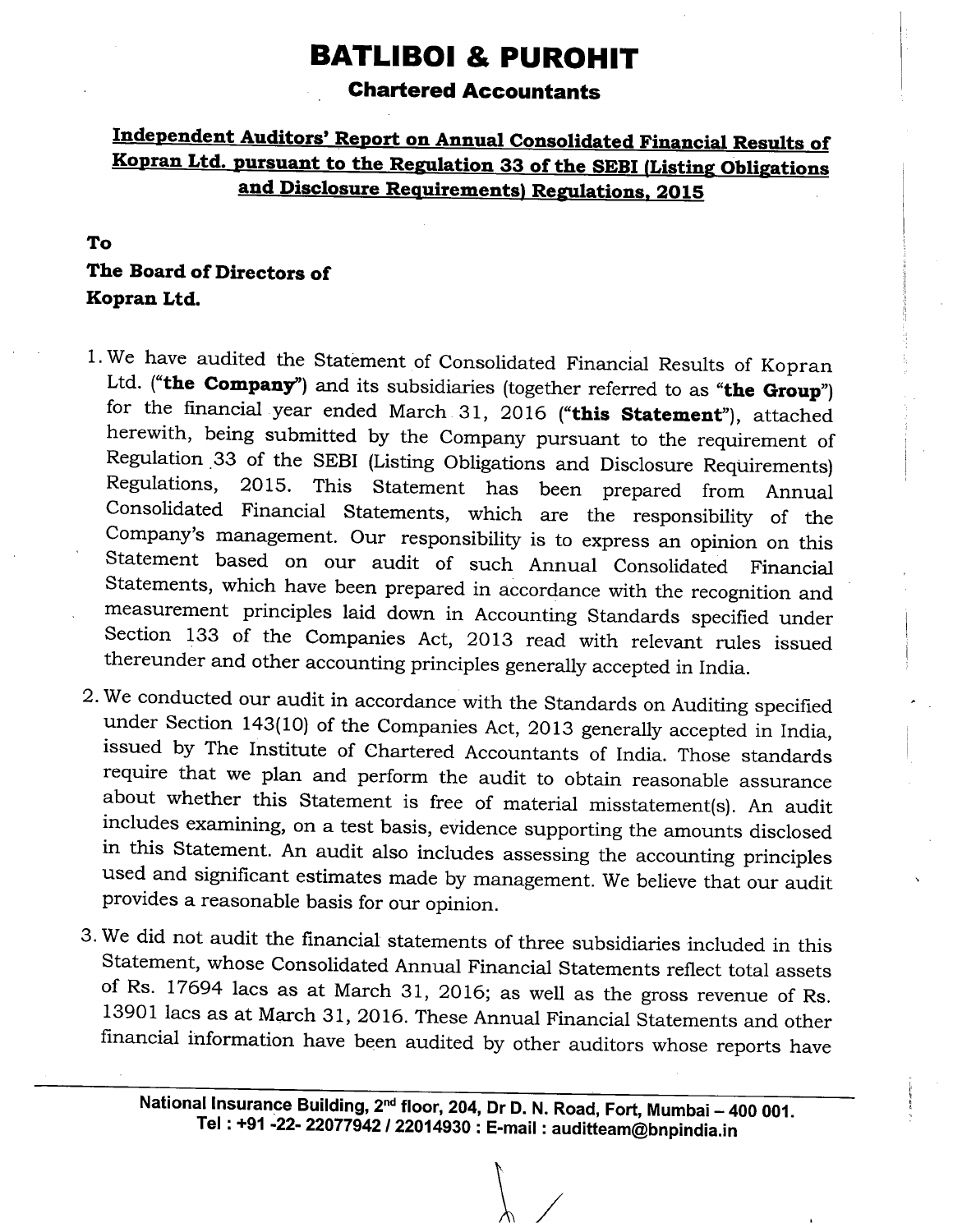# BATLIBOI & PUROHIT

## Chartered Accountants

**Independent Auditors' Report on Annual Consolidated Financial Results of Kopran Ltd. pursuant to the Regulation 33 of the SEBI (Listing Obligations and Disclosure Requirements) Regulations, 2015**

**To**
**The Board of Directors of**
**Kopran Ltd.**

1. We have audited the Statement of Consolidated Financial Results of Kopran Ltd. (**"the Company"**) and its subsidiaries (together referred to as **"the Group"**) for the financial year ended March 31, 2016 (**"this Statement"**), attached herewith, being submitted by the Company pursuant to the requirement of Regulation 33 of the SEBI (Listing Obligations and Disclosure Requirements) Regulations, 2015. This Statement has been prepared from Annual Consolidated Financial Statements, which are the responsibility of the Company's management. Our responsibility is to express an opinion on this Statement based on our audit of such Annual Consolidated Financial Statements, which have been prepared in accordance with the recognition and measurement principles laid down in Accounting Standards specified under Section 133 of the Companies Act, 2013 read with relevant rules issued thereunder and other accounting principles generally accepted in India.

2. We conducted our audit in accordance with the Standards on Auditing specified under Section 143(10) of the Companies Act, 2013 generally accepted in India, issued by The Institute of Chartered Accountants of India. Those standards require that we plan and perform the audit to obtain reasonable assurance about whether this Statement is free of material misstatement(s). An audit includes examining, on a test basis, evidence supporting the amounts disclosed in this Statement. An audit also includes assessing the accounting principles used and significant estimates made by management. We believe that our audit provides a reasonable basis for our opinion.

3. We did not audit the financial statements of three subsidiaries included in this Statement, whose Consolidated Annual Financial Statements reflect total assets of Rs. 17694 lacs as at March 31, 2016; as well as the gross revenue of Rs. 13901 lacs as at March 31, 2016. These Annual Financial Statements and other financial information have been audited by other auditors whose reports have

National Insurance Building, 2nd floor, 204, Dr D. N. Road, Fort, Mumbai – 400 001.
Tel : +91 -22- 22077942 / 22014930 : E-mail : auditteam@bnpindia.in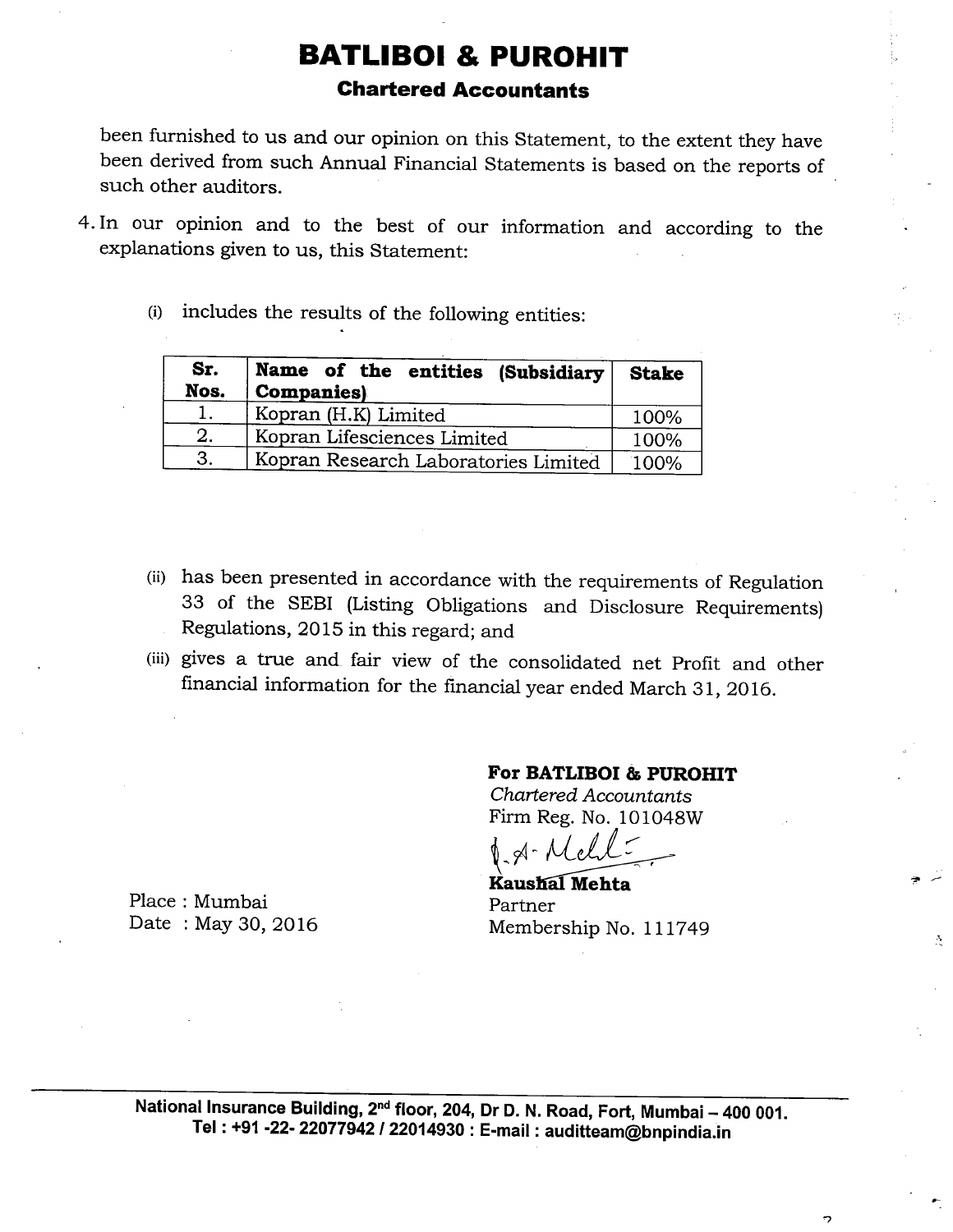been furnished to us and our opinion on this Statement, to the extent they have been derived from such Annual Financial Statements is based on the reports of such other auditors.

4. In our opinion and to the best of our information and according to the explanations given to us, this Statement:

   (i) includes the results of the following entities:

| Sr. Nos. | Name of the entities (Subsidiary Companies) | Stake |
|---|---|---|
| 1. | Kopran (H.K) Limited | 100% |
| 2. | Kopran Lifesciences Limited | 100% |
| 3. | Kopran Research Laboratories Limited | 100% |

   (ii) has been presented in accordance with the requirements of Regulation 33 of the SEBI (Listing Obligations and Disclosure Requirements) Regulations, 2015 in this regard; and

   (iii) gives a true and fair view of the consolidated net Profit and other financial information for the financial year ended March 31, 2016.

**For BATLIBOI & PUROHIT**
*Chartered Accountants*
Firm Reg. No. 101048W

**Kaushal Mehta**
Partner
Membership No. 111749

Place : Mumbai
Date : May 30, 2016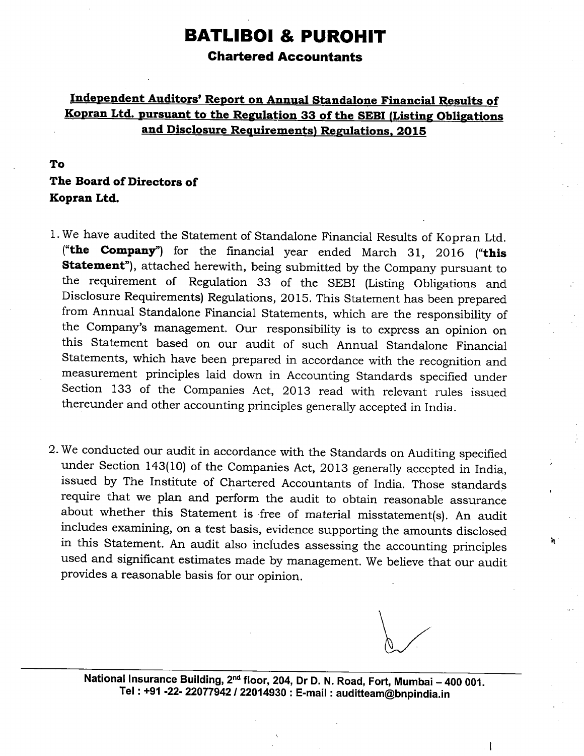# BATLIBOI & PUROHIT

## Chartered Accountants

**Independent Auditors' Report on Annual Standalone Financial Results of Kopran Ltd. pursuant to the Regulation 33 of the SEBI (Listing Obligations and Disclosure Requirements) Regulations, 2015**

**To**

**The Board of Directors of**

**Kopran Ltd.**

1. We have audited the Statement of Standalone Financial Results of Kopran Ltd. ("**the Company**") for the financial year ended March 31, 2016 ("**this Statement**"), attached herewith, being submitted by the Company pursuant to the requirement of Regulation 33 of the SEBI (Listing Obligations and Disclosure Requirements) Regulations, 2015. This Statement has been prepared from Annual Standalone Financial Statements, which are the responsibility of the Company's management. Our responsibility is to express an opinion on this Statement based on our audit of such Annual Standalone Financial Statements, which have been prepared in accordance with the recognition and measurement principles laid down in Accounting Standards specified under Section 133 of the Companies Act, 2013 read with relevant rules issued thereunder and other accounting principles generally accepted in India.

2. We conducted our audit in accordance with the Standards on Auditing specified under Section 143(10) of the Companies Act, 2013 generally accepted in India, issued by The Institute of Chartered Accountants of India. Those standards require that we plan and perform the audit to obtain reasonable assurance about whether this Statement is free of material misstatement(s). An audit includes examining, on a test basis, evidence supporting the amounts disclosed in this Statement. An audit also includes assessing the accounting principles used and significant estimates made by management. We believe that our audit provides a reasonable basis for our opinion.

National Insurance Building, 2nd floor, 204, Dr D. N. Road, Fort, Mumbai – 400 001.
Tel : +91 -22- 22077942 / 22014930 : E-mail : auditteam@bnpindia.in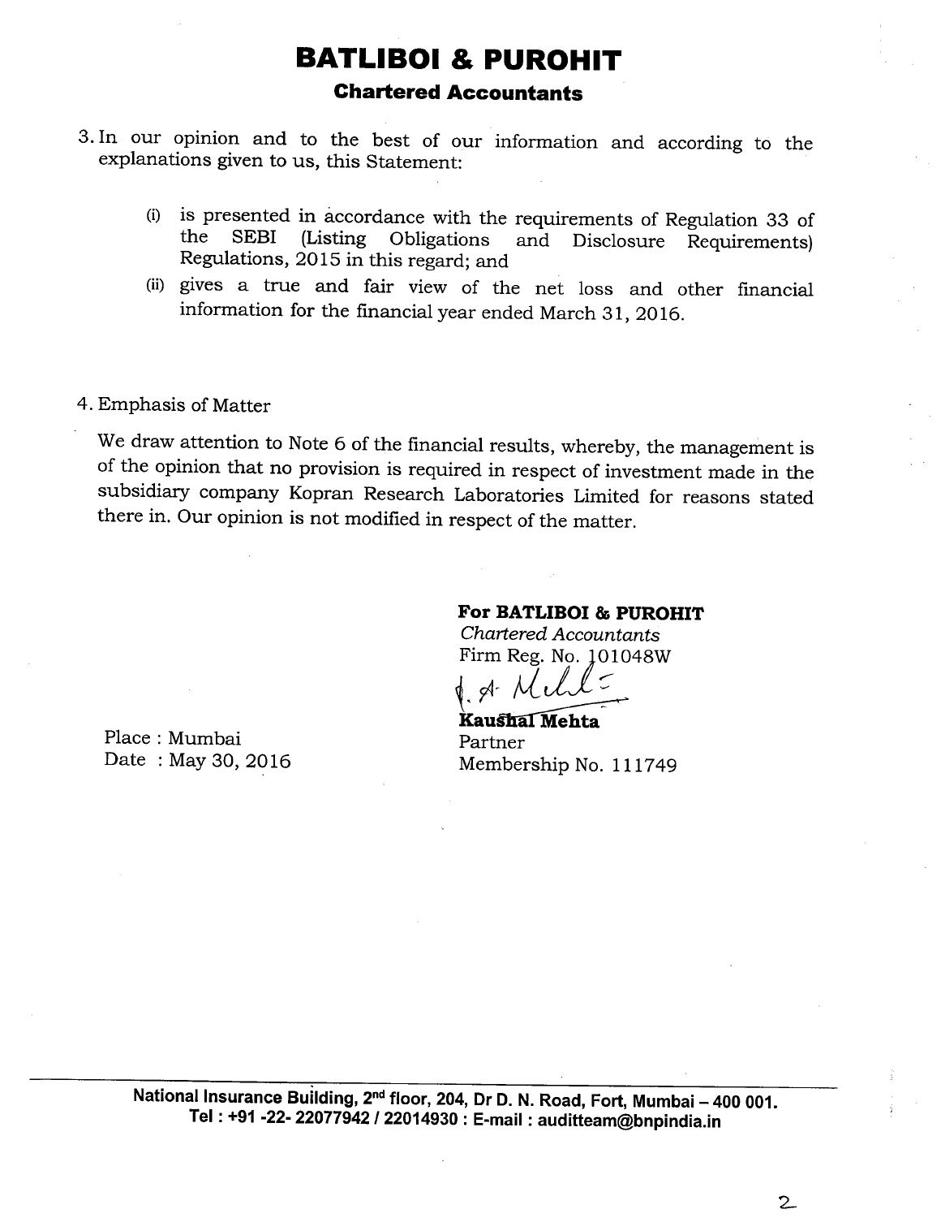# BATLIBOI & PUROHIT

## Chartered Accountants

3. In our opinion and to the best of our information and according to the explanations given to us, this Statement:

   (i) is presented in accordance with the requirements of Regulation 33 of the SEBI (Listing Obligations and Disclosure Requirements) Regulations, 2015 in this regard; and

   (ii) gives a true and fair view of the net loss and other financial information for the financial year ended March 31, 2016.

4. Emphasis of Matter

   We draw attention to Note 6 of the financial results, whereby, the management is of the opinion that no provision is required in respect of investment made in the subsidiary company Kopran Research Laboratories Limited for reasons stated there in. Our opinion is not modified in respect of the matter.

**For BATLIBOI & PUROHIT**
*Chartered Accountants*
Firm Reg. No. 101048W

**Kaushal Mehta**
Partner
Membership No. 111749

Place : Mumbai
Date : May 30, 2016

National Insurance Building, 2nd floor, 204, Dr D. N. Road, Fort, Mumbai – 400 001.
Tel : +91 -22- 22077942 / 22014930 : E-mail : auditteam@bnpindia.in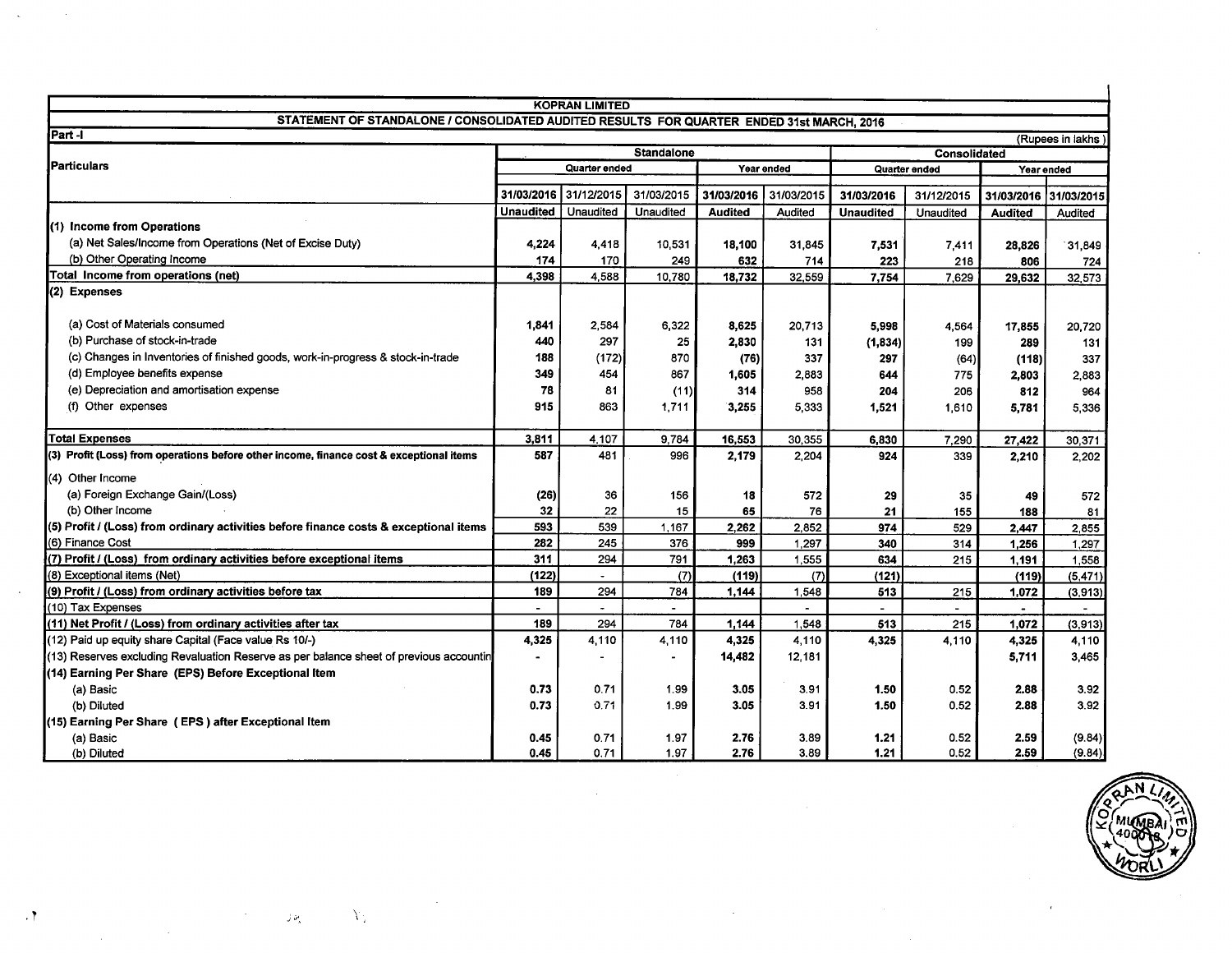# KOPRAN LIMITED

## STATEMENT OF STANDALONE / CONSOLIDATED AUDITED RESULTS FOR QUARTER ENDED 31st MARCH, 2016

Part -I

(Rupees in lakhs)

| Particulars | Standalone | | | | | Consolidated | | | |
|---|---|---|---|---|---|---|---|---|---|
| | Quarter ended | | | Year ended | | Quarter ended | | Year ended | |
| | 31/03/2016 | 31/12/2015 | 31/03/2015 | 31/03/2016 | 31/03/2015 | 31/03/2016 | 31/12/2015 | 31/03/2016 | 31/03/2015 |
| | Unaudited | Unaudited | Unaudited | Audited | Audited | Unaudited | Unaudited | Audited | Audited |
| **(1) Income from Operations** | | | | | | | | | |
| (a) Net Sales/Income from Operations (Net of Excise Duty) | 4,224 | 4,418 | 10,531 | 18,100 | 31,845 | 7,531 | 7,411 | 28,826 | 31,849 |
| (b) Other Operating Income | 174 | 170 | 249 | 632 | 714 | 223 | 218 | 806 | 724 |
| **Total Income from operations (net)** | 4,398 | 4,588 | 10,780 | 18,732 | 32,559 | 7,754 | 7,629 | 29,632 | 32,573 |
| **(2) Expenses** | | | | | | | | | |
| (a) Cost of Materials consumed | 1,841 | 2,584 | 6,322 | 8,625 | 20,713 | 5,998 | 4,564 | 17,855 | 20,720 |
| (b) Purchase of stock-in-trade | 440 | 297 | 25 | 2,830 | 131 | (1,834) | 199 | 289 | 131 |
| (c) Changes in Inventories of finished goods, work-in-progress & stock-in-trade | 188 | (172) | 870 | (76) | 337 | 297 | (64) | (118) | 337 |
| (d) Employee benefits expense | 349 | 454 | 867 | 1,605 | 2,883 | 644 | 775 | 2,803 | 2,883 |
| (e) Depreciation and amortisation expense | 78 | 81 | (11) | 314 | 958 | 204 | 206 | 812 | 964 |
| (f) Other expenses | 915 | 863 | 1,711 | 3,255 | 5,333 | 1,521 | 1,610 | 5,781 | 5,336 |
| **Total Expenses** | 3,811 | 4,107 | 9,784 | 16,553 | 30,355 | 6,830 | 7,290 | 27,422 | 30,371 |
| **(3) Profit (Loss) from operations before other income, finance cost & exceptional items** | 587 | 481 | 996 | 2,179 | 2,204 | 924 | 339 | 2,210 | 2,202 |
| (4) Other Income | | | | | | | | | |
| (a) Foreign Exchange Gain/(Loss) | (26) | 36 | 156 | 18 | 572 | 29 | 35 | 49 | 572 |
| (b) Other Income | 32 | 22 | 15 | 65 | 76 | 21 | 155 | 188 | 81 |
| **(5) Profit / (Loss) from ordinary activities before finance costs & exceptional items** | 593 | 539 | 1,167 | 2,262 | 2,852 | 974 | 529 | 2,447 | 2,855 |
| (6) Finance Cost | 282 | 245 | 376 | 999 | 1,297 | 340 | 314 | 1,256 | 1,297 |
| **(7) Profit / (Loss) from ordinary activities before exceptional items** | 311 | 294 | 791 | 1,263 | 1,555 | 634 | 215 | 1,191 | 1,558 |
| (8) Exceptional items (Net) | (122) | - | (7) | (119) | (7) | (121) | | (119) | (5,471) |
| **(9) Profit / (Loss) from ordinary activities before tax** | 189 | 294 | 784 | 1,144 | 1,548 | 513 | 215 | 1,072 | (3,913) |
| (10) Tax Expenses | - | - | - | - | - | - | - | - | - |
| **(11) Net Profit / (Loss) from ordinary activities after tax** | 189 | 294 | 784 | 1,144 | 1,548 | 513 | 215 | 1,072 | (3,913) |
| (12) Paid up equity share Capital (Face value Rs 10/-) | 4,325 | 4,110 | 4,110 | 4,325 | 4,110 | 4,325 | 4,110 | 4,325 | 4,110 |
| (13) Reserves excluding Revaluation Reserve as per balance sheet of previous accountin | - | - | - | 14,482 | 12,181 | | | 5,711 | 3,465 |
| **(14) Earning Per Share (EPS) Before Exceptional Item** | | | | | | | | | |
| (a) Basic | 0.73 | 0.71 | 1.99 | 3.05 | 3.91 | 1.50 | 0.52 | 2.88 | 3.92 |
| (b) Diluted | 0.73 | 0.71 | 1.99 | 3.05 | 3.91 | 1.50 | 0.52 | 2.88 | 3.92 |
| **(15) Earning Per Share (EPS) after Exceptional Item** | | | | | | | | | |
| (a) Basic | 0.45 | 0.71 | 1.97 | 2.76 | 3.89 | 1.21 | 0.52 | 2.59 | (9.84) |
| (b) Diluted | 0.45 | 0.71 | 1.97 | 2.76 | 3.89 | 1.21 | 0.52 | 2.59 | (9.84) |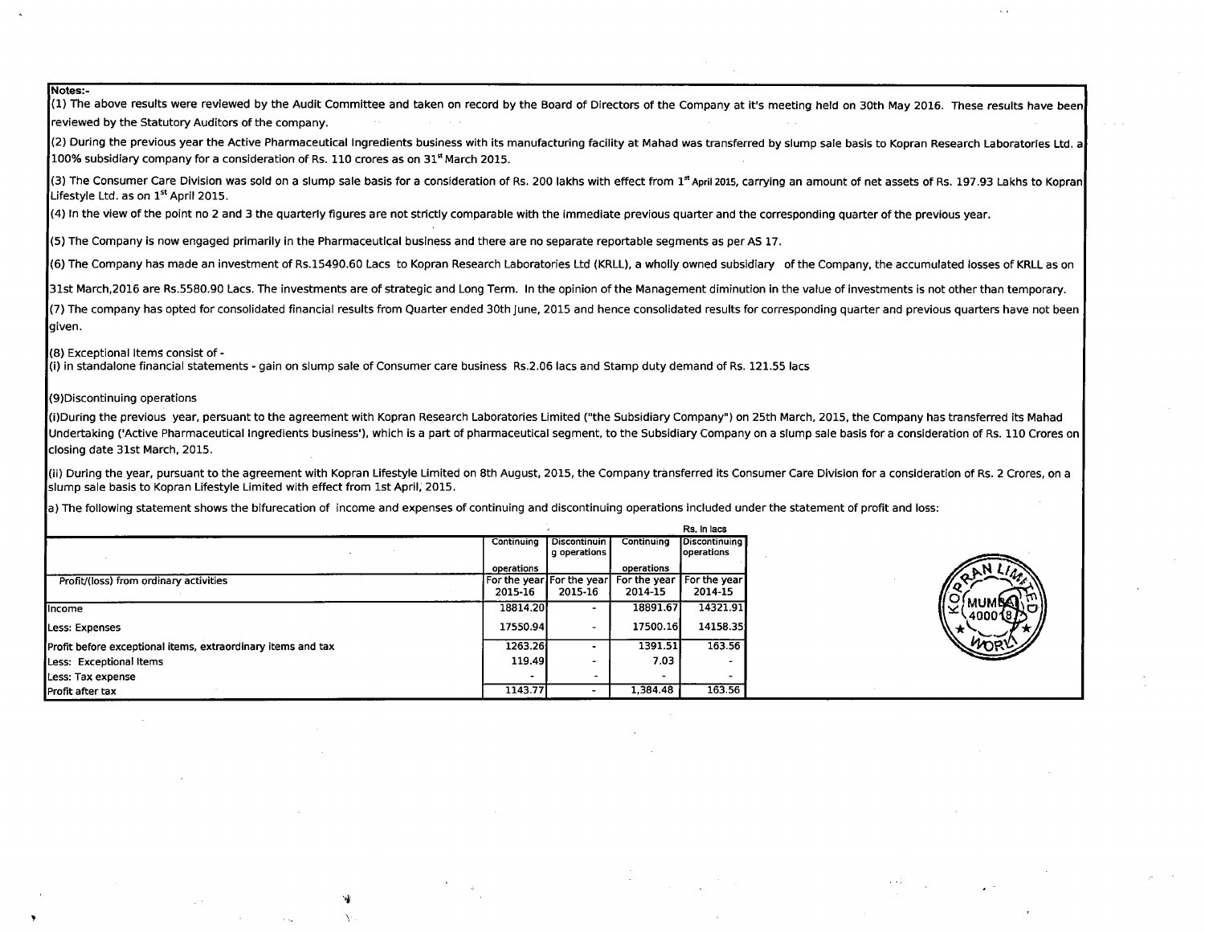**Notes:-**

(1) The above results were reviewed by the Audit Committee and taken on record by the Board of Directors of the Company at it's meeting held on 30th May 2016. These results have been reviewed by the Statutory Auditors of the company.

(2) During the previous year the Active Pharmaceutical Ingredients business with its manufacturing facility at Mahad was transferred by slump sale basis to Kopran Research Laboratories Ltd. a 100% subsidiary company for a consideration of Rs. 110 crores as on 31st March 2015.

(3) The Consumer Care Division was sold on a slump sale basis for a consideration of Rs. 200 lakhs with effect from 1st April 2015, carrying an amount of net assets of Rs. 197.93 Lakhs to Kopran Lifestyle Ltd. as on 1st April 2015.

(4) In the view of the point no 2 and 3 the quarterly figures are not strictly comparable with the immediate previous quarter and the corresponding quarter of the previous year.

(5) The Company is now engaged primarily in the Pharmaceutical business and there are no separate reportable segments as per AS 17.

(6) The Company has made an investment of Rs.15490.60 Lacs to Kopran Research Laboratories Ltd (KRLL), a wholly owned subsidiary of the Company, the accumulated losses of KRLL as on 31st March,2016 are Rs.5580.90 Lacs. The investments are of strategic and Long Term. In the opinion of the Management diminution in the value of investments is not other than temporary.

(7) The company has opted for consolidated financial results from Quarter ended 30th June, 2015 and hence consolidated results for corresponding quarter and previous quarters have not been given.

(8) Exceptional Items consist of -

(i) in standalone financial statements - gain on slump sale of Consumer care business Rs.2.06 lacs and Stamp duty demand of Rs. 121.55 lacs

(9)Discontinuing operations

(i)During the previous year, persuant to the agreement with Kopran Research Laboratories Limited ("the Subsidiary Company") on 25th March, 2015, the Company has transferred its Mahad Undertaking ('Active Pharmaceutical Ingredients business'), which is a part of pharmaceutical segment, to the Subsidiary Company on a slump sale basis for a consideration of Rs. 110 Crores on closing date 31st March, 2015.

(ii) During the year, pursuant to the agreement with Kopran Lifestyle Limited on 8th August, 2015, the Company transferred its Consumer Care Division for a consideration of Rs. 2 Crores, on a slump sale basis to Kopran Lifestyle Limited with effect from 1st April, 2015.

a) The following statement shows the bifurecation of income and expenses of continuing and discontinuing operations included under the statement of profit and loss:

Rs. in lacs

| | Continuing operations | Discontinuing operations | Continuing operations | Discontinuing operations |
|---|---|---|---|---|
| Profit/(loss) from ordinary activities | For the year 2015-16 | For the year 2015-16 | For the year 2014-15 | For the year 2014-15 |
| Income | 18814.20 | - | 18891.67 | 14321.91 |
| Less: Expenses | 17550.94 | - | 17500.16 | 14158.35 |
| Profit before exceptional items, extraordinary items and tax | 1263.26 | - | 1391.51 | 163.56 |
| Less: Exceptional Items | 119.49 | - | 7.03 | - |
| Less: Tax expense | - | - | - | - |
| Profit after tax | 1143.77 | - | 1,384.48 | 163.56 |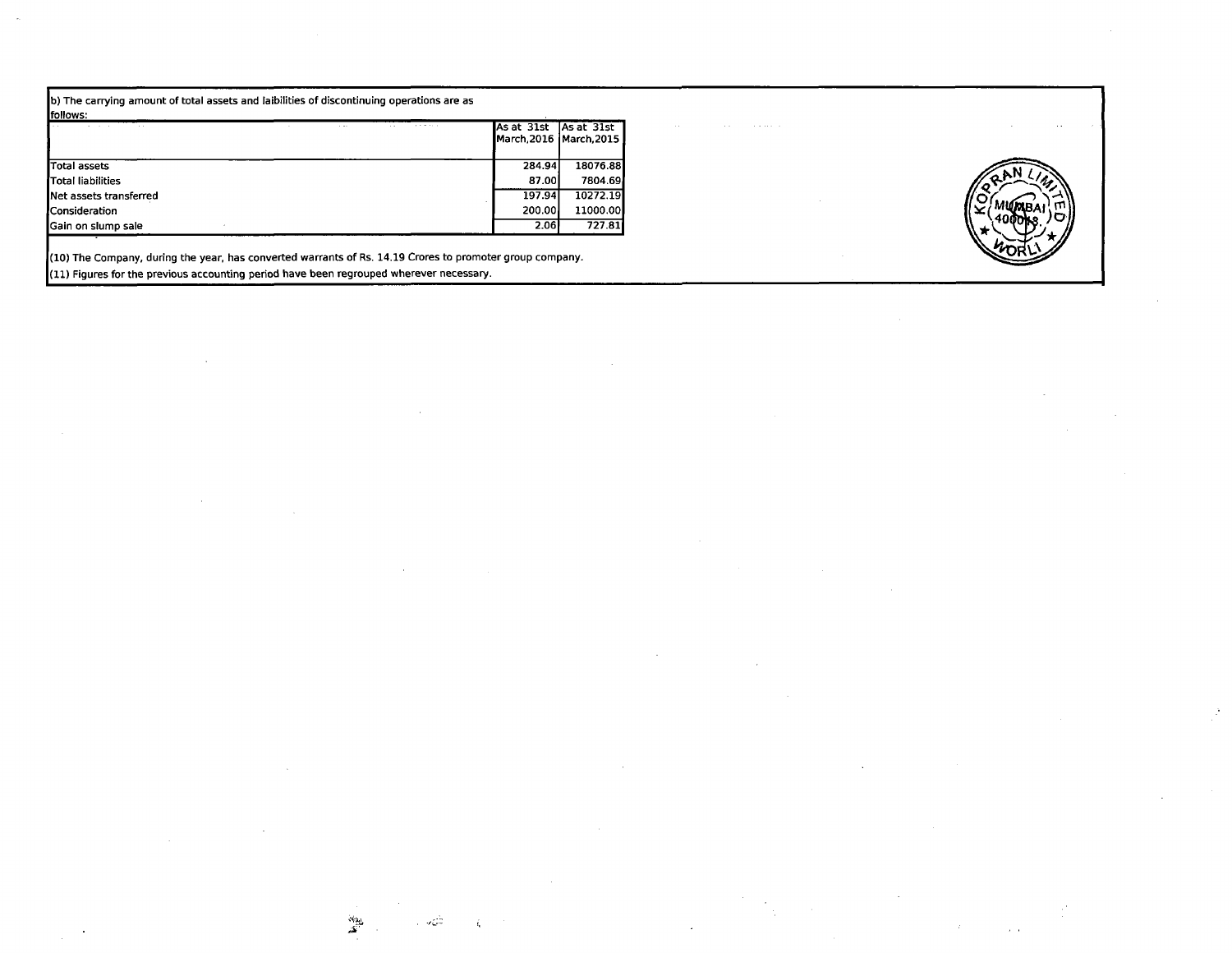b) The carrying amount of total assets and laibilities of discontinuing operations are as follows:

| | As at 31st March,2016 | As at 31st March,2015 |
|---|---|---|
| Total assets | 284.94 | 18076.88 |
| Total liabilities | 87.00 | 7804.69 |
| Net assets transferred | 197.94 | 10272.19 |
| Consideration | 200.00 | 11000.00 |
| Gain on slump sale | 2.06 | 727.81 |

(10) The Company, during the year, has converted warrants of Rs. 14.19 Crores to promoter group company.

(11) Figures for the previous accounting period have been regrouped wherever necessary.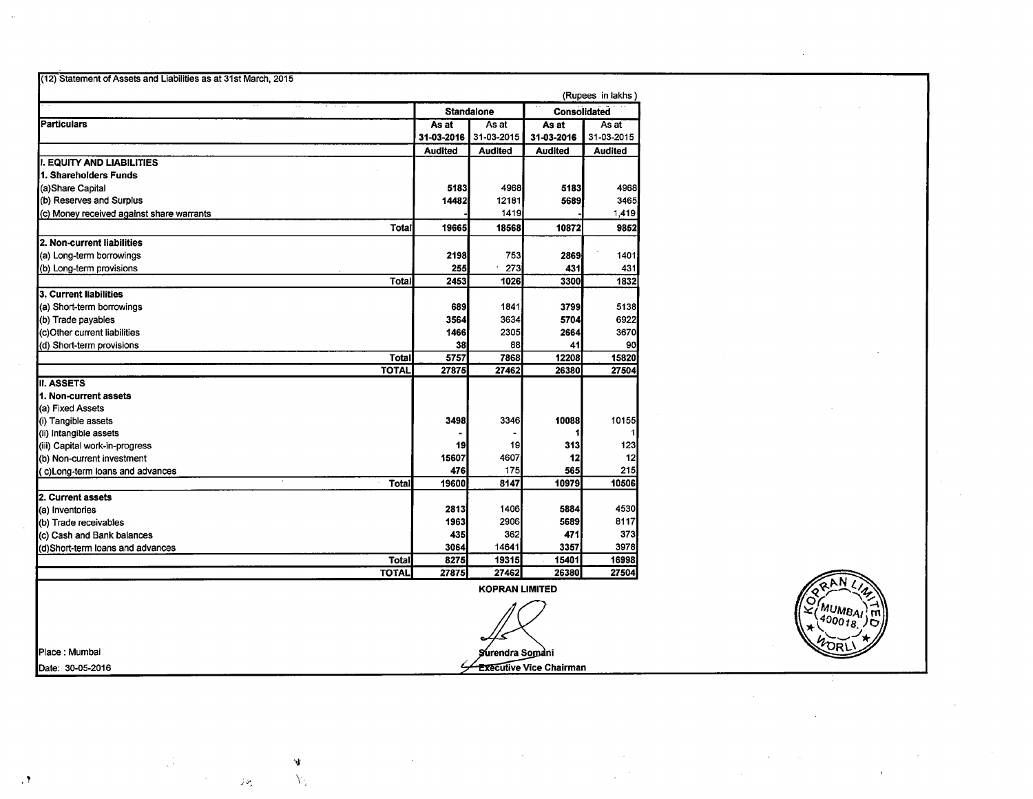(12) Statement of Assets and Liabilities as at 31st March, 2015

(Rupees in lakhs)

| Particulars | | Standalone | | Consolidated | |
|---|---|---|---|---|---|
| | | As at 31-03-2016 | As at 31-03-2015 | As at 31-03-2016 | As at 31-03-2015 |
| | | Audited | Audited | Audited | Audited |
| **I. EQUITY AND LIABILITIES** | | | | | |
| **1. Shareholders Funds** | | | | | |
| (a)Share Capital | | 5183 | 4968 | 5183 | 4968 |
| (b) Reserves and Surplus | | 14482 | 12181 | 5689 | 3465 |
| (c) Money received against share warrants | | - | 1419 | - | 1,419 |
| | Total | 19665 | 18568 | 10872 | 9852 |
| **2. Non-current liabilities** | | | | | |
| (a) Long-term borrowings | | 2198 | 753 | 2869 | 1401 |
| (b) Long-term provisions | | 255 | 273 | 431 | 431 |
| | Total | 2453 | 1026 | 3300 | 1832 |
| **3. Current liabilities** | | | | | |
| (a) Short-term borrowings | | 689 | 1841 | 3799 | 5138 |
| (b) Trade payables | | 3564 | 3634 | 5704 | 6922 |
| (c)Other current liabilities | | 1466 | 2305 | 2664 | 3670 |
| (d) Short-term provisions | | 38 | 88 | 41 | 90 |
| | Total | 5757 | 7868 | 12208 | 15820 |
| | TOTAL | 27875 | 27462 | 26380 | 27504 |
| **II. ASSETS** | | | | | |
| **1. Non-current assets** | | | | | |
| (a) Fixed Assets | | | | | |
| (i) Tangible assets | | 3498 | 3346 | 10088 | 10155 |
| (ii) Intangible assets | | - | - | 1 | 1 |
| (iii) Capital work-in-progress | | 19 | 19 | 313 | 123 |
| (b) Non-current investment | | 15607 | 4607 | 12 | 12 |
| ( c)Long-term loans and advances | | 476 | 175 | 565 | 215 |
| | Total | 19600 | 8147 | 10979 | 10506 |
| **2. Current assets** | | | | | |
| (a) Inventories | | 2813 | 1406 | 5884 | 4530 |
| (b) Trade receivables | | 1963 | 2906 | 5689 | 8117 |
| (c) Cash and Bank balances | | 435 | 362 | 471 | 373 |
| (d)Short-term loans and advances | | 3064 | 14641 | 3357 | 3978 |
| | Total | 8275 | 19315 | 15401 | 16998 |
| | TOTAL | 27875 | 27462 | 26380 | 27504 |

**KOPRAN LIMITED**

Place : Mumbai

Date: 30-05-2016

Surendra Somani

Executive Vice Chairman